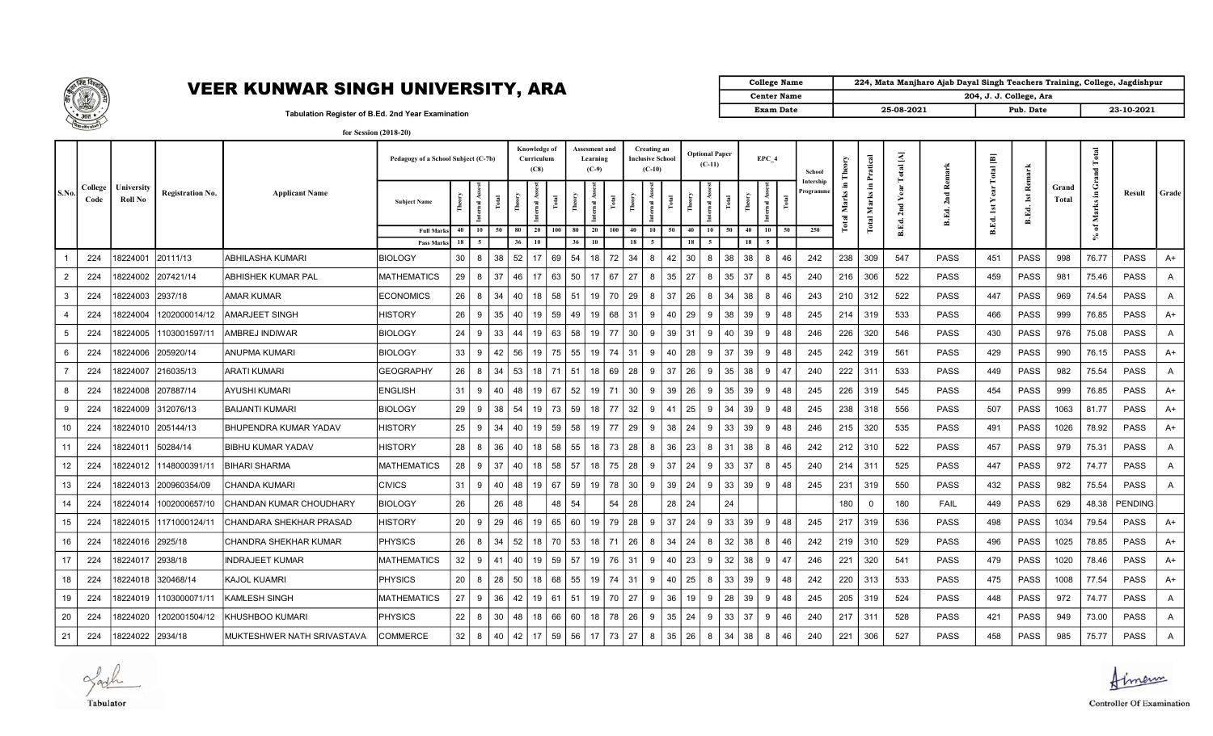# VEER KUNWAR SINGH UNIVERSITY, ARA

**Tabulation Register of B.Ed. 2nd Year Examination**

**for Session (2018-20)**

| College Name | 224, Mata Manjharo Ajab Dayal Singh Teachers Training, College, Jagdishpur | | |
|---|---|---|---|
| Center Name | 204, J. J. College, Ara | | |
| Exam Date | 25-08-2021 | Pub. Date | 23-10-2021 |

| S.No. | College Code | University Roll No | Registration No. | Applicant Name | Pedagogy of a School Subject (C-7b) | | | | Knowledge of Curriculum (C8) | | | Assesment and Learning (C-9) | | | Creating an Inclusive School (C-10) | | | Optional Paper (C-11) | | | EPC_4 | | | School Intership Programme | Total Marks in Theory | Total Marks in Pratical | B.Ed. 2nd Year Total [A] | B.Ed. 2nd Remark | B.Ed. 1st Year Total [B] | B.Ed. 1st Remark | Grand Total | % of Marks in Grand Total | Result | Grade |
|---|---|---|---|---|---|---|---|---|---|---|---|---|---|---|---|---|---|---|---|---|---|---|---|---|---|---|---|---|---|---|---|---|---|---|
| | | | | | Subject Name | Theory | Internal Assest | Total | Theory | Internal Assest | Total | Theory | Internal Assest | Total | Theory | Internal Assest | Total | Theory | Internal Assest | Total | Theory | Internal Assest | Total | | | | | | | | | | | |
| | | | | | Full Marks | 40 | 10 | 50 | 80 | 20 | 100 | 80 | 20 | 100 | 40 | 10 | 50 | 40 | 10 | 50 | 40 | 10 | 50 | 250 | | | | | | | | | | |
| | | | | | Pass Marks | 18 | 5 | | 36 | 10 | | 36 | 10 | | 18 | 5 | | 18 | 5 | | 18 | 5 | | | | | | | | | | | | |
| 1 | 224 | 18224001 | 20111/13 | ABHILASHA KUMARI | BIOLOGY | 30 | 8 | 38 | 52 | 17 | 69 | 54 | 18 | 72 | 34 | 8 | 42 | 30 | 8 | 38 | 38 | 8 | 46 | 242 | 238 | 309 | 547 | PASS | 451 | PASS | 998 | 76.77 | PASS | A+ |
| 2 | 224 | 18224002 | 207421/14 | ABHISHEK KUMAR PAL | MATHEMATICS | 29 | 8 | 37 | 46 | 17 | 63 | 50 | 17 | 67 | 27 | 8 | 35 | 27 | 8 | 35 | 37 | 8 | 45 | 240 | 216 | 306 | 522 | PASS | 459 | PASS | 981 | 75.46 | PASS | A |
| 3 | 224 | 18224003 | 2937/18 | AMAR KUMAR | ECONOMICS | 26 | 8 | 34 | 40 | 18 | 58 | 51 | 19 | 70 | 29 | 8 | 37 | 26 | 8 | 34 | 38 | 8 | 46 | 243 | 210 | 312 | 522 | PASS | 447 | PASS | 969 | 74.54 | PASS | A |
| 4 | 224 | 18224004 | 1202000014/12 | AMARJEET SINGH | HISTORY | 26 | 9 | 35 | 40 | 19 | 59 | 49 | 19 | 68 | 31 | 9 | 40 | 29 | 9 | 38 | 39 | 9 | 48 | 245 | 214 | 319 | 533 | PASS | 466 | PASS | 999 | 76.85 | PASS | A+ |
| 5 | 224 | 18224005 | 1103001597/11 | AMBREJ INDIWAR | BIOLOGY | 24 | 9 | 33 | 44 | 19 | 63 | 58 | 19 | 77 | 30 | 9 | 39 | 31 | 9 | 40 | 39 | 9 | 48 | 246 | 226 | 320 | 546 | PASS | 430 | PASS | 976 | 75.08 | PASS | A |
| 6 | 224 | 18224006 | 205920/14 | ANUPMA KUMARI | BIOLOGY | 33 | 9 | 42 | 56 | 19 | 75 | 55 | 19 | 74 | 31 | 9 | 40 | 28 | 9 | 37 | 39 | 9 | 48 | 245 | 242 | 319 | 561 | PASS | 429 | PASS | 990 | 76.15 | PASS | A+ |
| 7 | 224 | 18224007 | 216035/13 | ARATI KUMARI | GEOGRAPHY | 26 | 8 | 34 | 53 | 18 | 71 | 51 | 18 | 69 | 28 | 9 | 37 | 26 | 9 | 35 | 38 | 9 | 47 | 240 | 222 | 311 | 533 | PASS | 449 | PASS | 982 | 75.54 | PASS | A |
| 8 | 224 | 18224008 | 207887/14 | AYUSHI KUMARI | ENGLISH | 31 | 9 | 40 | 48 | 19 | 67 | 52 | 19 | 71 | 30 | 9 | 39 | 26 | 9 | 35 | 39 | 9 | 48 | 245 | 226 | 319 | 545 | PASS | 454 | PASS | 999 | 76.85 | PASS | A+ |
| 9 | 224 | 18224009 | 312076/13 | BAIJANTI KUMARI | BIOLOGY | 29 | 9 | 38 | 54 | 19 | 73 | 59 | 18 | 77 | 32 | 9 | 41 | 25 | 9 | 34 | 39 | 9 | 48 | 245 | 238 | 318 | 556 | PASS | 507 | PASS | 1063 | 81.77 | PASS | A+ |
| 10 | 224 | 18224010 | 205144/13 | BHUPENDRA KUMAR YADAV | HISTORY | 25 | 9 | 34 | 40 | 19 | 59 | 58 | 19 | 77 | 29 | 9 | 38 | 24 | 9 | 33 | 39 | 9 | 48 | 246 | 215 | 320 | 535 | PASS | 491 | PASS | 1026 | 78.92 | PASS | A+ |
| 11 | 224 | 18224011 | 50284/14 | BIBHU KUMAR YADAV | HISTORY | 28 | 8 | 36 | 40 | 18 | 58 | 55 | 18 | 73 | 28 | 8 | 36 | 23 | 8 | 31 | 38 | 8 | 46 | 242 | 212 | 310 | 522 | PASS | 457 | PASS | 979 | 75.31 | PASS | A |
| 12 | 224 | 18224012 | 1148000391/11 | BIHARI SHARMA | MATHEMATICS | 28 | 9 | 37 | 40 | 18 | 58 | 57 | 18 | 75 | 28 | 9 | 37 | 24 | 9 | 33 | 37 | 8 | 45 | 240 | 214 | 311 | 525 | PASS | 447 | PASS | 972 | 74.77 | PASS | A |
| 13 | 224 | 18224013 | 200960354/09 | CHANDA KUMARI | CIVICS | 31 | 9 | 40 | 48 | 19 | 67 | 59 | 19 | 78 | 30 | 9 | 39 | 24 | 9 | 33 | 39 | 9 | 48 | 245 | 231 | 319 | 550 | PASS | 432 | PASS | 982 | 75.54 | PASS | A |
| 14 | 224 | 18224014 | 1002000657/10 | CHANDAN KUMAR CHOUDHARY | BIOLOGY | 26 | | 26 | 48 | | 48 | 54 | | 54 | 28 | | 28 | 24 | | 24 | | | | | 180 | 0 | 180 | FAIL | 449 | PASS | 629 | 48.38 | PENDING | |
| 15 | 224 | 18224015 | 1171000124/11 | CHANDARA SHEKHAR PRASAD | HISTORY | 20 | 9 | 29 | 46 | 19 | 65 | 60 | 19 | 79 | 28 | 9 | 37 | 24 | 9 | 33 | 39 | 9 | 48 | 245 | 217 | 319 | 536 | PASS | 498 | PASS | 1034 | 79.54 | PASS | A+ |
| 16 | 224 | 18224016 | 2925/18 | CHANDRA SHEKHAR KUMAR | PHYSICS | 26 | 8 | 34 | 52 | 18 | 70 | 53 | 18 | 71 | 26 | 8 | 34 | 24 | 8 | 32 | 38 | 8 | 46 | 242 | 219 | 310 | 529 | PASS | 496 | PASS | 1025 | 78.85 | PASS | A+ |
| 17 | 224 | 18224017 | 2938/18 | INDRAJEET KUMAR | MATHEMATICS | 32 | 9 | 41 | 40 | 19 | 59 | 57 | 19 | 76 | 31 | 9 | 40 | 23 | 9 | 32 | 38 | 9 | 47 | 246 | 221 | 320 | 541 | PASS | 479 | PASS | 1020 | 78.46 | PASS | A+ |
| 18 | 224 | 18224018 | 320468/14 | KAJOL KUAMRI | PHYSICS | 20 | 8 | 28 | 50 | 18 | 68 | 55 | 19 | 74 | 31 | 9 | 40 | 25 | 8 | 33 | 39 | 9 | 48 | 242 | 220 | 313 | 533 | PASS | 475 | PASS | 1008 | 77.54 | PASS | A+ |
| 19 | 224 | 18224019 | 1103000071/11 | KAMLESH SINGH | MATHEMATICS | 27 | 9 | 36 | 42 | 19 | 61 | 51 | 19 | 70 | 27 | 9 | 36 | 19 | 9 | 28 | 39 | 9 | 48 | 245 | 205 | 319 | 524 | PASS | 448 | PASS | 972 | 74.77 | PASS | A |
| 20 | 224 | 18224020 | 1202001504/12 | KHUSHBOO KUMARI | PHYSICS | 22 | 8 | 30 | 48 | 18 | 66 | 60 | 18 | 78 | 26 | 9 | 35 | 24 | 9 | 33 | 37 | 9 | 46 | 240 | 217 | 311 | 528 | PASS | 421 | PASS | 949 | 73.00 | PASS | A |
| 21 | 224 | 18224022 | 2934/18 | MUKTESHWER NATH SRIVASTAVA | COMMERCE | 32 | 8 | 40 | 42 | 17 | 59 | 56 | 17 | 73 | 27 | 8 | 35 | 26 | 8 | 34 | 38 | 8 | 46 | 240 | 221 | 306 | 527 | PASS | 458 | PASS | 985 | 75.77 | PASS | A |

Tabulator

Controller Of Examination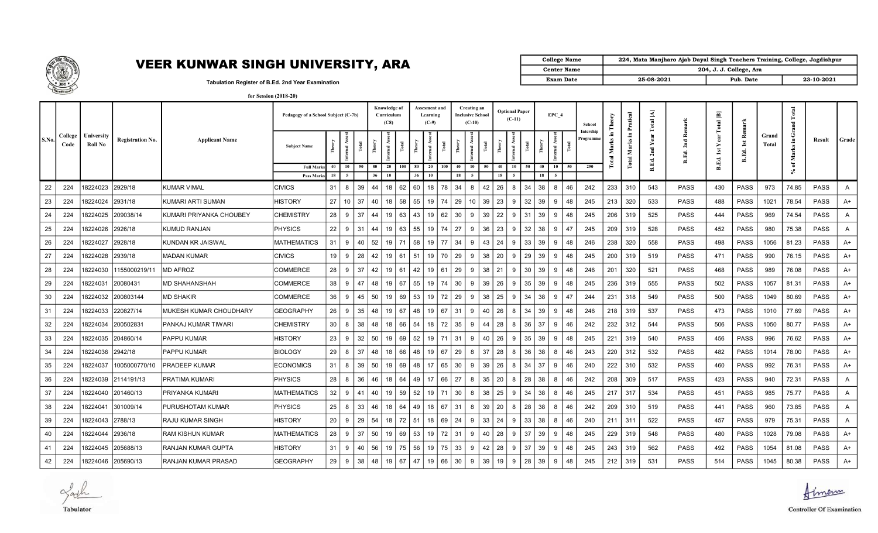# VEER KUNWAR SINGH UNIVERSITY, ARA

Tabulation Register of B.Ed. 2nd Year Examination

for Session (2018-20)

| College Name | 224, Mata Manjharo Ajab Dayal Singh Teachers Training, College, Jagdishpur | | |
|---|---|---|---|
| Center Name | 204, J. J. College, Ara | | |
| Exam Date | 25-08-2021 | Pub. Date | 23-10-2021 |

| S.No. | College Code | University Roll No | Registration No. | Applicant Name | Pedagogy of a School Subject (C-7b) Subject Name | Theory | Internal Assest | Total | Knowledge of Curriculum (C8) Internal Assest | Total | Assesment and Learning (C-9) Theory | Internal Assest | Total | Creating an Inclusive School (C-10) Theory | Internal Assest | Total | Optional Paper (C-11) Theory | Internal Assest | Total | EPC_4 Theory | Internal Assest | Total | School Intership Programme | Total Marks in Theory | Total Marks in Pratical | B.Ed. 2nd Year Total [A] | B.Ed. 2nd Remark | B.Ed. 1st Year Total [B] | B.Ed. 1st Remark | Grand Total | % of Marks in Grand Total | Result | Grade |
|---|---|---|---|---|---|---|---|---|---|---|---|---|---|---|---|---|---|---|---|---|---|---|---|---|---|---|---|---|---|---|---|---|---|
| | | | | | Full Marks | 40 | 10 | 50 | 80 | 20 | 100 | 80 | 20 | 100 | 40 | 10 | 50 | 40 | 10 | 50 | 40 | 10 | 50 | 250 | | | | | | | | | |
| | | | | | Pass Marks | 18 | 5 | | 36 | 10 | | 36 | 10 | | 18 | 5 | | 18 | 5 | | 18 | 5 | | | | | | | | | | | |
| 22 | 224 | 18224023 | 2929/18 | KUMAR VIMAL | CIVICS | 31 | 8 | 39 | 44 | 18 | 62 | 60 | 18 | 78 | 34 | 8 | 42 | 26 | 8 | 34 | 38 | 8 | 46 | 242 | 233 | 310 | 543 | PASS | 430 | PASS | 973 | 74.85 | PASS | A |
| 23 | 224 | 18224024 | 2931/18 | KUMARI ARTI SUMAN | HISTORY | 27 | 10 | 37 | 40 | 18 | 58 | 55 | 19 | 74 | 29 | 10 | 39 | 23 | 9 | 32 | 39 | 9 | 48 | 245 | 213 | 320 | 533 | PASS | 488 | PASS | 1021 | 78.54 | PASS | A+ |
| 24 | 224 | 18224025 | 209038/14 | KUMARI PRIYANKA CHOUBEY | CHEMISTRY | 28 | 9 | 37 | 44 | 19 | 63 | 43 | 19 | 62 | 30 | 9 | 39 | 22 | 9 | 31 | 39 | 9 | 48 | 245 | 206 | 319 | 525 | PASS | 444 | PASS | 969 | 74.54 | PASS | A |
| 25 | 224 | 18224026 | 2926/18 | KUMUD RANJAN | PHYSICS | 22 | 9 | 31 | 44 | 19 | 63 | 55 | 19 | 74 | 27 | 9 | 36 | 23 | 9 | 32 | 38 | 9 | 47 | 245 | 209 | 319 | 528 | PASS | 452 | PASS | 980 | 75.38 | PASS | A |
| 26 | 224 | 18224027 | 2928/18 | KUNDAN KR JAISWAL | MATHEMATICS | 31 | 9 | 40 | 52 | 19 | 71 | 58 | 19 | 77 | 34 | 9 | 43 | 24 | 9 | 33 | 39 | 9 | 48 | 246 | 238 | 320 | 558 | PASS | 498 | PASS | 1056 | 81.23 | PASS | A+ |
| 27 | 224 | 18224028 | 2939/18 | MADAN KUMAR | CIVICS | 19 | 9 | 28 | 42 | 19 | 61 | 51 | 19 | 70 | 29 | 9 | 38 | 20 | 9 | 29 | 39 | 9 | 48 | 245 | 200 | 319 | 519 | PASS | 471 | PASS | 990 | 76.15 | PASS | A+ |
| 28 | 224 | 18224030 | 1155000219/11 | MD AFROZ | COMMERCE | 28 | 9 | 37 | 42 | 19 | 61 | 42 | 19 | 61 | 29 | 9 | 38 | 21 | 9 | 30 | 39 | 9 | 48 | 246 | 201 | 320 | 521 | PASS | 468 | PASS | 989 | 76.08 | PASS | A+ |
| 29 | 224 | 18224031 | 20080431 | MD SHAHANSHAH | COMMERCE | 38 | 9 | 47 | 48 | 19 | 67 | 55 | 19 | 74 | 30 | 9 | 39 | 26 | 9 | 35 | 39 | 9 | 48 | 245 | 236 | 319 | 555 | PASS | 502 | PASS | 1057 | 81.31 | PASS | A+ |
| 30 | 224 | 18224032 | 200803144 | MD SHAKIR | COMMERCE | 36 | 9 | 45 | 50 | 19 | 69 | 53 | 19 | 72 | 29 | 9 | 38 | 25 | 9 | 34 | 38 | 9 | 47 | 244 | 231 | 318 | 549 | PASS | 500 | PASS | 1049 | 80.69 | PASS | A+ |
| 31 | 224 | 18224033 | 220827/14 | MUKESH KUMAR CHOUDHARY | GEOGRAPHY | 26 | 9 | 35 | 48 | 19 | 67 | 48 | 19 | 67 | 31 | 9 | 40 | 26 | 8 | 34 | 39 | 9 | 48 | 246 | 218 | 319 | 537 | PASS | 473 | PASS | 1010 | 77.69 | PASS | A+ |
| 32 | 224 | 18224034 | 200502831 | PANKAJ KUMAR TIWARI | CHEMISTRY | 30 | 8 | 38 | 48 | 18 | 66 | 54 | 18 | 72 | 35 | 9 | 44 | 28 | 8 | 36 | 37 | 9 | 46 | 242 | 232 | 312 | 544 | PASS | 506 | PASS | 1050 | 80.77 | PASS | A+ |
| 33 | 224 | 18224035 | 204860/14 | PAPPU KUMAR | HISTORY | 23 | 9 | 32 | 50 | 19 | 69 | 52 | 19 | 71 | 31 | 9 | 40 | 26 | 9 | 35 | 39 | 9 | 48 | 245 | 221 | 319 | 540 | PASS | 456 | PASS | 996 | 76.62 | PASS | A+ |
| 34 | 224 | 18224036 | 2942/18 | PAPPU KUMAR | BIOLOGY | 29 | 8 | 37 | 48 | 18 | 66 | 48 | 19 | 67 | 29 | 8 | 37 | 28 | 8 | 36 | 38 | 8 | 46 | 243 | 220 | 312 | 532 | PASS | 482 | PASS | 1014 | 78.00 | PASS | A+ |
| 35 | 224 | 18224037 | 1005000770/10 | PRADEEP KUMAR | ECONOMICS | 31 | 8 | 39 | 50 | 19 | 69 | 48 | 17 | 65 | 30 | 9 | 39 | 26 | 8 | 34 | 37 | 9 | 46 | 240 | 222 | 310 | 532 | PASS | 460 | PASS | 992 | 76.31 | PASS | A+ |
| 36 | 224 | 18224039 | 2114191/13 | PRATIMA KUMARI | PHYSICS | 28 | 8 | 36 | 46 | 18 | 64 | 49 | 17 | 66 | 27 | 8 | 35 | 20 | 8 | 28 | 38 | 8 | 46 | 242 | 208 | 309 | 517 | PASS | 423 | PASS | 940 | 72.31 | PASS | A |
| 37 | 224 | 18224040 | 201460/13 | PRIYANKA KUMARI | MATHEMATICS | 32 | 9 | 41 | 40 | 19 | 59 | 52 | 19 | 71 | 30 | 8 | 38 | 25 | 9 | 34 | 38 | 8 | 46 | 245 | 217 | 317 | 534 | PASS | 451 | PASS | 985 | 75.77 | PASS | A |
| 38 | 224 | 18224041 | 301009/14 | PURUSHOTAM KUMAR | PHYSICS | 25 | 8 | 33 | 46 | 18 | 64 | 49 | 18 | 67 | 31 | 8 | 39 | 20 | 8 | 28 | 38 | 8 | 46 | 242 | 209 | 310 | 519 | PASS | 441 | PASS | 960 | 73.85 | PASS | A |
| 39 | 224 | 18224043 | 2788/13 | RAJU KUMAR SINGH | HISTORY | 20 | 9 | 29 | 54 | 18 | 72 | 51 | 18 | 69 | 24 | 9 | 33 | 24 | 9 | 33 | 38 | 8 | 46 | 240 | 211 | 311 | 522 | PASS | 457 | PASS | 979 | 75.31 | PASS | A |
| 40 | 224 | 18224044 | 2936/18 | RAM KISHUN KUMAR | MATHEMATICS | 28 | 9 | 37 | 50 | 19 | 69 | 53 | 19 | 72 | 31 | 9 | 40 | 28 | 9 | 37 | 39 | 9 | 48 | 245 | 229 | 319 | 548 | PASS | 480 | PASS | 1028 | 79.08 | PASS | A+ |
| 41 | 224 | 18224045 | 205688/13 | RANJAN KUMAR GUPTA | HISTORY | 31 | 9 | 40 | 56 | 19 | 75 | 56 | 19 | 75 | 33 | 9 | 42 | 28 | 9 | 37 | 39 | 9 | 48 | 245 | 243 | 319 | 562 | PASS | 492 | PASS | 1054 | 81.08 | PASS | A+ |
| 42 | 224 | 18224046 | 205690/13 | RANJAN KUMAR PRASAD | GEOGRAPHY | 29 | 9 | 38 | 48 | 19 | 67 | 47 | 19 | 66 | 30 | 9 | 39 | 19 | 9 | 28 | 39 | 9 | 48 | 245 | 212 | 319 | 531 | PASS | 514 | PASS | 1045 | 80.38 | PASS | A+ |

Tabulator

Controller Of Examination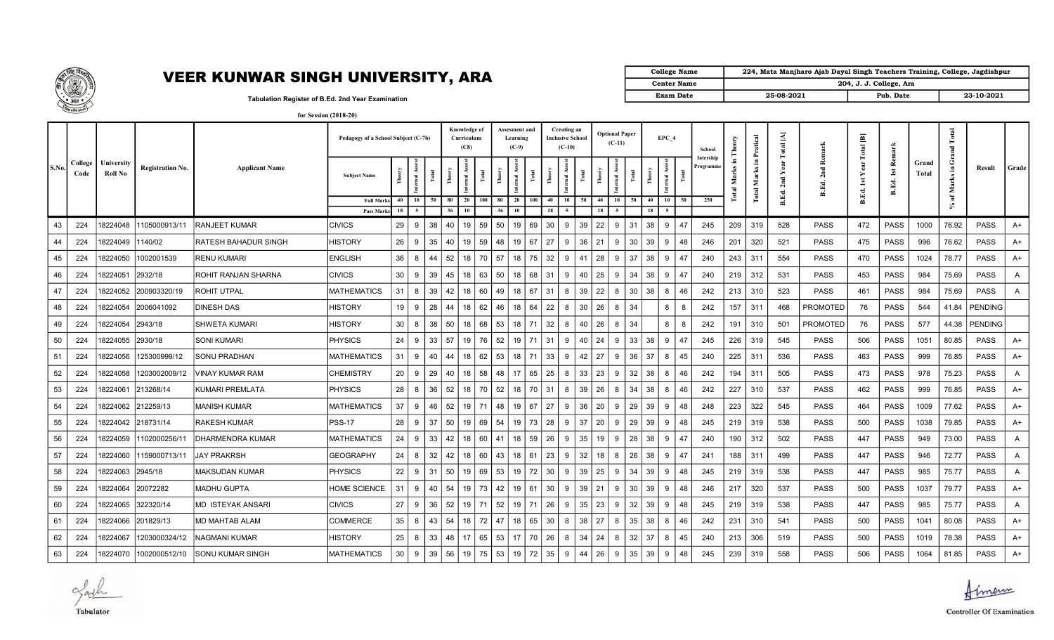# VEER KUNWAR SINGH UNIVERSITY, ARA

Tabulation Register of B.Ed. 2nd Year Examination

for Session (2018-20)

| College Name | 224, Mata Manjharo Ajab Dayal Singh Teachers Training, College, Jagdishpur | | |
|---|---|---|---|
| Center Name | 204, J. J. College, Ara | | |
| Exam Date | 25-08-2021 | Pub. Date | 23-10-2021 |

| S.No. | College Code | University Roll No | Registration No. | Applicant Name | Pedagogy of a School Subject (C-7b) | | | | Knowledge of Curriculum (C8) | | | Assesment and Learning (C-9) | | | Creating an Inclusive School (C-10) | | | Optional Paper (C-11) | | | EPC_4 | | | School Intership Programme | Total Marks in Theory | Total Marks in Pratical | B.Ed. 2nd Year Total [A] | B.Ed. 2nd Remark | B.Ed. 1st Year Total [B] | B.Ed. 1st Remark | Grand Total | % of Marks in Grand Total | Result | Grade |
|---|---|---|---|---|---|---|---|---|---|---|---|---|---|---|---|---|---|---|---|---|---|---|---|---|---|---|---|---|---|---|---|---|---|---|
| | | | | | Subject Name | Theory | Internal Assest | Total | Theory | Internal Assest | Total | Theory | Internal Assest | Total | Theory | Internal Assest | Total | Theory | Internal Assest | Total | Theory | Internal Assest | Total | | | | | | | | | | | |
| | | | | | Full Marks | 40 | 10 | 50 | 80 | 20 | 100 | 80 | 20 | 100 | 40 | 10 | 50 | 40 | 10 | 50 | 40 | 10 | 50 | 250 | | | | | | | | | | |
| | | | | | Pass Marks | 18 | 5 | | 36 | 10 | | 36 | 10 | | 18 | 5 | | 18 | 5 | | 18 | 5 | | | | | | | | | | | | |
| 43 | 224 | 18224048 | 1105000913/11 | RANJEET KUMAR | CIVICS | 29 | 9 | 38 | 40 | 19 | 59 | 50 | 19 | 69 | 30 | 9 | 39 | 22 | 9 | 31 | 38 | 9 | 47 | 245 | 209 | 319 | 528 | PASS | 472 | PASS | 1000 | 76.92 | PASS | A+ |
| 44 | 224 | 18224049 | 1140/02 | RATESH BAHADUR SINGH | HISTORY | 26 | 9 | 35 | 40 | 19 | 59 | 48 | 19 | 67 | 27 | 9 | 36 | 21 | 9 | 30 | 39 | 9 | 48 | 246 | 201 | 320 | 521 | PASS | 475 | PASS | 996 | 76.62 | PASS | A+ |
| 45 | 224 | 18224050 | 1002001539 | RENU KUMARI | ENGLISH | 36 | 8 | 44 | 52 | 18 | 70 | 57 | 18 | 75 | 32 | 9 | 41 | 28 | 9 | 37 | 38 | 9 | 47 | 240 | 243 | 311 | 554 | PASS | 470 | PASS | 1024 | 78.77 | PASS | A+ |
| 46 | 224 | 18224051 | 2932/18 | ROHIT RANJAN SHARNA | CIVICS | 30 | 9 | 39 | 45 | 18 | 63 | 50 | 18 | 68 | 31 | 9 | 40 | 25 | 9 | 34 | 38 | 9 | 47 | 240 | 219 | 312 | 531 | PASS | 453 | PASS | 984 | 75.69 | PASS | A |
| 47 | 224 | 18224052 | 200903320/19 | ROHIT UTPAL | MATHEMATICS | 31 | 8 | 39 | 42 | 18 | 60 | 49 | 18 | 67 | 31 | 8 | 39 | 22 | 8 | 30 | 38 | 8 | 46 | 242 | 213 | 310 | 523 | PASS | 461 | PASS | 984 | 75.69 | PASS | A |
| 48 | 224 | 18224054 | 2006041092 | DINESH DAS | HISTORY | 19 | 9 | 28 | 44 | 18 | 62 | 46 | 18 | 64 | 22 | 8 | 30 | 26 | 8 | 34 | | 8 | 8 | 242 | 157 | 311 | 468 | PROMOTED | 76 | PASS | 544 | 41.84 | PENDING | |
| 49 | 224 | 18224054 | 2943/18 | SHWETA KUMARI | HISTORY | 30 | 8 | 38 | 50 | 18 | 68 | 53 | 18 | 71 | 32 | 8 | 40 | 26 | 8 | 34 | | 8 | 8 | 242 | 191 | 310 | 501 | PROMOTED | 76 | PASS | 577 | 44.38 | PENDING | |
| 50 | 224 | 18224055 | 2930/18 | SONI KUMARI | PHYSICS | 24 | 9 | 33 | 57 | 19 | 76 | 52 | 19 | 71 | 31 | 9 | 40 | 24 | 9 | 33 | 38 | 9 | 47 | 245 | 226 | 319 | 545 | PASS | 506 | PASS | 1051 | 80.85 | PASS | A+ |
| 51 | 224 | 18224056 | 125300999/12 | SONU PRADHAN | MATHEMATICS | 31 | 9 | 40 | 44 | 18 | 62 | 53 | 18 | 71 | 33 | 9 | 42 | 27 | 9 | 36 | 37 | 8 | 45 | 240 | 225 | 311 | 536 | PASS | 463 | PASS | 999 | 76.85 | PASS | A+ |
| 52 | 224 | 18224058 | 1203002009/12 | VINAY KUMAR RAM | CHEMISTRY | 20 | 9 | 29 | 40 | 18 | 58 | 48 | 17 | 65 | 25 | 8 | 33 | 23 | 9 | 32 | 38 | 8 | 46 | 242 | 194 | 311 | 505 | PASS | 473 | PASS | 978 | 75.23 | PASS | A |
| 53 | 224 | 18224061 | 213268/14 | KUMARI PREMLATA | PHYSICS | 28 | 8 | 36 | 52 | 18 | 70 | 52 | 18 | 70 | 31 | 8 | 39 | 26 | 8 | 34 | 38 | 8 | 46 | 242 | 227 | 310 | 537 | PASS | 462 | PASS | 999 | 76.85 | PASS | A+ |
| 54 | 224 | 18224062 | 212259/13 | MANISH KUMAR | MATHEMATICS | 37 | 9 | 46 | 52 | 19 | 71 | 48 | 19 | 67 | 27 | 9 | 36 | 20 | 9 | 29 | 39 | 9 | 48 | 248 | 223 | 322 | 545 | PASS | 464 | PASS | 1009 | 77.62 | PASS | A+ |
| 55 | 224 | 18224042 | 218731/14 | RAKESH KUMAR | PSS-17 | 28 | 9 | 37 | 50 | 19 | 69 | 54 | 19 | 73 | 28 | 9 | 37 | 20 | 9 | 29 | 39 | 9 | 48 | 245 | 219 | 319 | 538 | PASS | 500 | PASS | 1038 | 79.85 | PASS | A+ |
| 56 | 224 | 18224059 | 1102000256/11 | DHARMENDRA KUMAR | MATHEMATICS | 24 | 9 | 33 | 42 | 18 | 60 | 41 | 18 | 59 | 26 | 9 | 35 | 19 | 9 | 28 | 38 | 9 | 47 | 240 | 190 | 312 | 502 | PASS | 447 | PASS | 949 | 73.00 | PASS | A |
| 57 | 224 | 18224060 | 1159000713/11 | JAY PRAKRSH | GEOGRAPHY | 24 | 8 | 32 | 42 | 18 | 60 | 43 | 18 | 61 | 23 | 9 | 32 | 18 | 8 | 26 | 38 | 9 | 47 | 241 | 188 | 311 | 499 | PASS | 447 | PASS | 946 | 72.77 | PASS | A |
| 58 | 224 | 18224063 | 2945/18 | MAKSUDAN KUMAR | PHYSICS | 22 | 9 | 31 | 50 | 19 | 69 | 53 | 19 | 72 | 30 | 9 | 39 | 25 | 9 | 34 | 39 | 9 | 48 | 245 | 219 | 319 | 538 | PASS | 447 | PASS | 985 | 75.77 | PASS | A |
| 59 | 224 | 18224064 | 20072282 | MADHU GUPTA | HOME SCIENCE | 31 | 9 | 40 | 54 | 19 | 73 | 42 | 19 | 61 | 30 | 9 | 39 | 21 | 9 | 30 | 39 | 9 | 48 | 246 | 217 | 320 | 537 | PASS | 500 | PASS | 1037 | 79.77 | PASS | A+ |
| 60 | 224 | 18224065 | 322320/14 | MD ISTEYAK ANSARI | CIVICS | 27 | 9 | 36 | 52 | 19 | 71 | 52 | 19 | 71 | 26 | 9 | 35 | 23 | 9 | 32 | 39 | 9 | 48 | 245 | 219 | 319 | 538 | PASS | 447 | PASS | 985 | 75.77 | PASS | A |
| 61 | 224 | 18224066 | 201829/13 | MD MAHTAB ALAM | COMMERCE | 35 | 8 | 43 | 54 | 18 | 72 | 47 | 18 | 65 | 30 | 8 | 38 | 27 | 8 | 35 | 38 | 8 | 46 | 242 | 231 | 310 | 541 | PASS | 500 | PASS | 1041 | 80.08 | PASS | A+ |
| 62 | 224 | 18224067 | 1203000324/12 | NAGMANI KUMAR | HISTORY | 25 | 8 | 33 | 48 | 17 | 65 | 53 | 17 | 70 | 26 | 8 | 34 | 24 | 8 | 32 | 37 | 8 | 45 | 240 | 213 | 306 | 519 | PASS | 500 | PASS | 1019 | 78.38 | PASS | A+ |
| 63 | 224 | 18224070 | 1002000512/10 | SONU KUMAR SINGH | MATHEMATICS | 30 | 9 | 39 | 56 | 19 | 75 | 53 | 19 | 72 | 35 | 9 | 44 | 26 | 9 | 35 | 39 | 9 | 48 | 245 | 239 | 319 | 558 | PASS | 506 | PASS | 1064 | 81.85 | PASS | A+ |

Tabulator

Controller Of Examination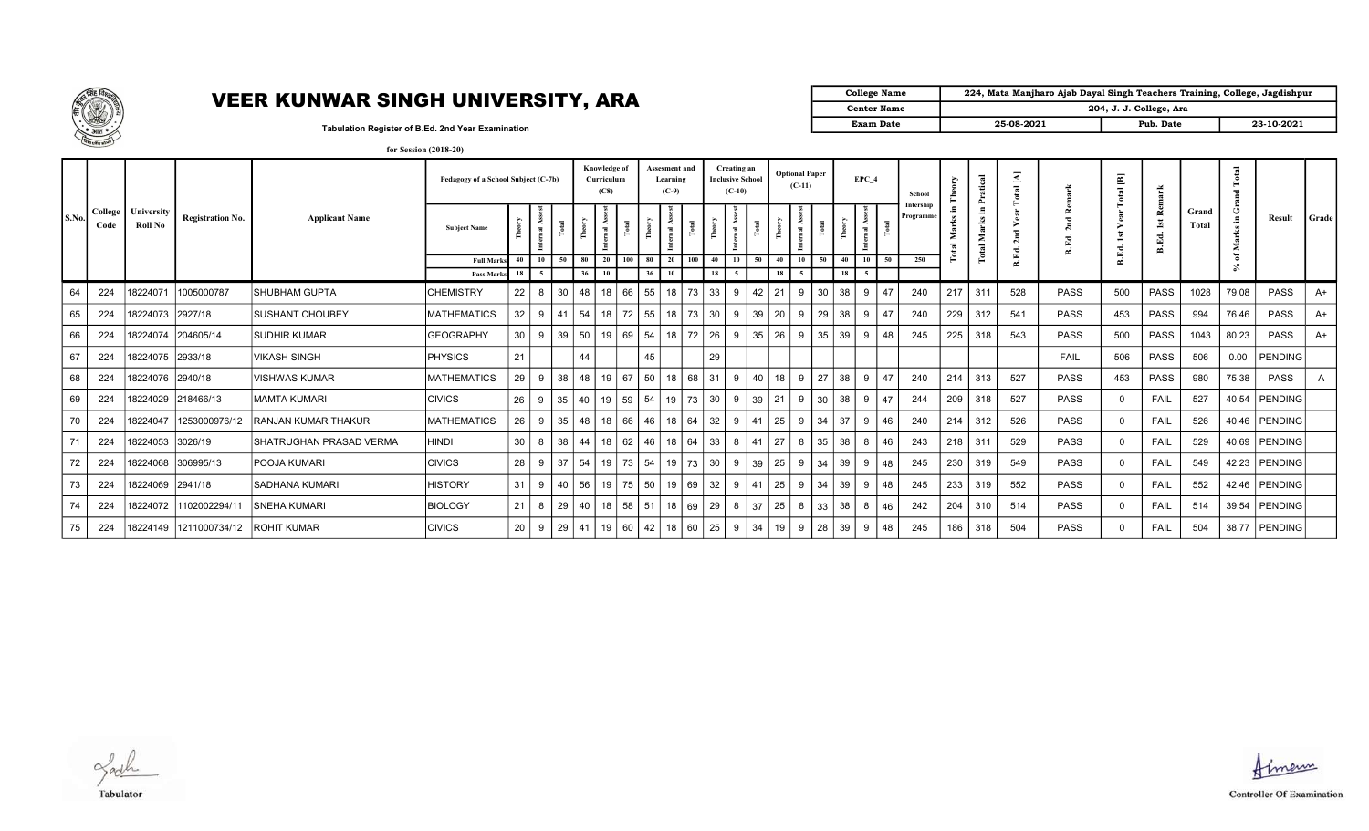# VEER KUNWAR SINGH UNIVERSITY, ARA

Tabulation Register of B.Ed. 2nd Year Examination

for Session (2018-20)

| College Name | 224, Mata Manjharo Ajab Dayal Singh Teachers Training, College, Jagdishpur | | |
|---|---|---|---|
| Center Name | 204, J. J. College, Ara | | |
| Exam Date | 25-08-2021 | Pub. Date | 23-10-2021 |

| S.No. | College Code | University Roll No | Registration No. | Applicant Name | Pedagogy of a School Subject (C-7b) Subject Name | Theory | Internal Assest | Total | Knowledge of Curriculum (C8) Theory | Internal Assest | Total | Assesment and Learning (C-9) Theory | Internal Assest | Total | Creating an Inclusive School (C-10) Theory | Internal Assest | Total | Optional Paper (C-11) Theory | Internal Assest | Total | EPC_4 Theory | Internal Assest | Total | School Intership Programme | Total Marks in Theory | Total Marks in Pratical | B.Ed. 2nd Year Total [A] | B.Ed. 2nd Remark | B.Ed. 1st Year Total [B] | B.Ed. 1st Remark | Grand Total | % of Marks in Grand Total | Result | Grade |
|---|---|---|---|---|---|---|---|---|---|---|---|---|---|---|---|---|---|---|---|---|---|---|---|---|---|---|---|---|---|---|---|---|---|---|
| | | | | | Full Marks | 40 | 10 | 50 | 80 | 20 | 100 | 80 | 20 | 100 | 40 | 10 | 50 | 40 | 10 | 50 | 40 | 10 | 50 | 250 | | | | | | | | | | |
| | | | | | Pass Marks | 18 | 5 | | 36 | 10 | | 36 | 10 | | 18 | 5 | | 18 | 5 | | 18 | 5 | | | | | | | | | | | | |
| 64 | 224 | 18224071 | 1005000787 | SHUBHAM GUPTA | CHEMISTRY | 22 | 8 | 30 | 48 | 18 | 66 | 55 | 18 | 73 | 33 | 9 | 42 | 21 | 9 | 30 | 38 | 9 | 47 | 240 | 217 | 311 | 528 | PASS | 500 | PASS | 1028 | 79.08 | PASS | A+ |
| 65 | 224 | 18224073 | 2927/18 | SUSHANT CHOUBEY | MATHEMATICS | 32 | 9 | 41 | 54 | 18 | 72 | 55 | 18 | 73 | 30 | 9 | 39 | 20 | 9 | 29 | 38 | 9 | 47 | 240 | 229 | 312 | 541 | PASS | 453 | PASS | 994 | 76.46 | PASS | A+ |
| 66 | 224 | 18224074 | 204605/14 | SUDHIR KUMAR | GEOGRAPHY | 30 | 9 | 39 | 50 | 19 | 69 | 54 | 18 | 72 | 26 | 9 | 35 | 26 | 9 | 35 | 39 | 9 | 48 | 245 | 225 | 318 | 543 | PASS | 500 | PASS | 1043 | 80.23 | PASS | A+ |
| 67 | 224 | 18224075 | 2933/18 | VIKASH SINGH | PHYSICS | 21 | | | 44 | | | 45 | | | 29 | | | | | | | | | | | | | FAIL | 506 | PASS | 506 | 0.00 | PENDING | |
| 68 | 224 | 18224076 | 2940/18 | VISHWAS KUMAR | MATHEMATICS | 29 | 9 | 38 | 48 | 19 | 67 | 50 | 18 | 68 | 31 | 9 | 40 | 18 | 9 | 27 | 38 | 9 | 47 | 240 | 214 | 313 | 527 | PASS | 453 | PASS | 980 | 75.38 | PASS | A |
| 69 | 224 | 18224029 | 218466/13 | MAMTA KUMARI | CIVICS | 26 | 9 | 35 | 40 | 19 | 59 | 54 | 19 | 73 | 30 | 9 | 39 | 21 | 9 | 30 | 38 | 9 | 47 | 244 | 209 | 318 | 527 | PASS | 0 | FAIL | 527 | 40.54 | PENDING | |
| 70 | 224 | 18224047 | 1253000976/12 | RANJAN KUMAR THAKUR | MATHEMATICS | 26 | 9 | 35 | 48 | 18 | 66 | 46 | 18 | 64 | 32 | 9 | 41 | 25 | 9 | 34 | 37 | 9 | 46 | 240 | 214 | 312 | 526 | PASS | 0 | FAIL | 526 | 40.46 | PENDING | |
| 71 | 224 | 18224053 | 3026/19 | SHATRUGHAN PRASAD VERMA | HINDI | 30 | 8 | 38 | 44 | 18 | 62 | 46 | 18 | 64 | 33 | 8 | 41 | 27 | 8 | 35 | 38 | 8 | 46 | 243 | 218 | 311 | 529 | PASS | 0 | FAIL | 529 | 40.69 | PENDING | |
| 72 | 224 | 18224068 | 306995/13 | POOJA KUMARI | CIVICS | 28 | 9 | 37 | 54 | 19 | 73 | 54 | 19 | 73 | 30 | 9 | 39 | 25 | 9 | 34 | 39 | 9 | 48 | 245 | 230 | 319 | 549 | PASS | 0 | FAIL | 549 | 42.23 | PENDING | |
| 73 | 224 | 18224069 | 2941/18 | SADHANA KUMARI | HISTORY | 31 | 9 | 40 | 56 | 19 | 75 | 50 | 19 | 69 | 32 | 9 | 41 | 25 | 9 | 34 | 39 | 9 | 48 | 245 | 233 | 319 | 552 | PASS | 0 | FAIL | 552 | 42.46 | PENDING | |
| 74 | 224 | 18224072 | 1102002294/11 | SNEHA KUMARI | BIOLOGY | 21 | 8 | 29 | 40 | 18 | 58 | 51 | 18 | 69 | 29 | 8 | 37 | 25 | 8 | 33 | 38 | 8 | 46 | 242 | 204 | 310 | 514 | PASS | 0 | FAIL | 514 | 39.54 | PENDING | |
| 75 | 224 | 18224149 | 1211000734/12 | ROHIT KUMAR | CIVICS | 20 | 9 | 29 | 41 | 19 | 60 | 42 | 18 | 60 | 25 | 9 | 34 | 19 | 9 | 28 | 39 | 9 | 48 | 245 | 186 | 318 | 504 | PASS | 0 | FAIL | 504 | 38.77 | PENDING | |

Tabulator

Controller Of Examination